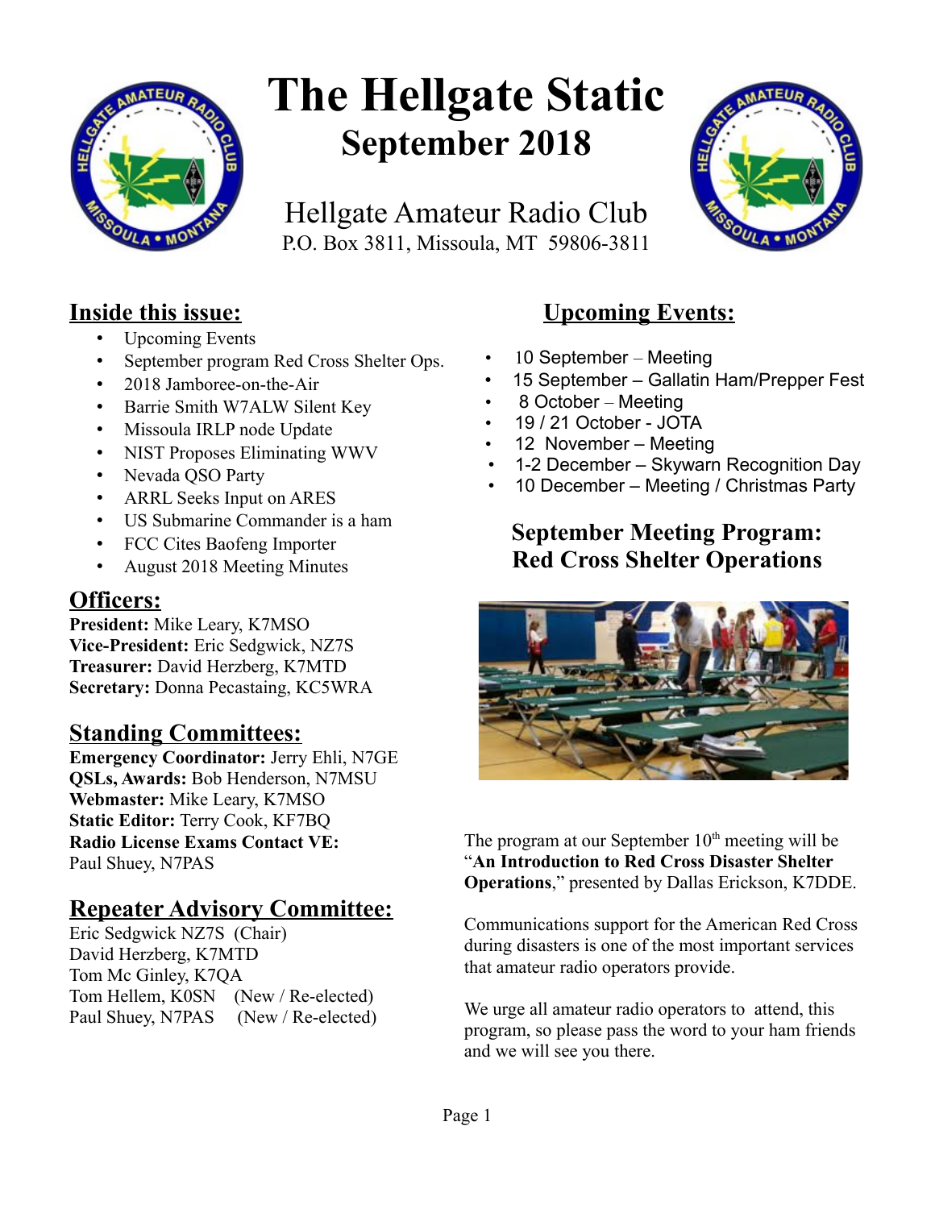# The Hellgate Static

## September 2018

Hellgate Amateur Radio Club
P.O. Box 3811, Missoula, MT 59806-3811

## Inside this issue:

- Upcoming Events
- September program Red Cross Shelter Ops.
- 2018 Jamboree-on-the-Air
- Barrie Smith W7ALW Silent Key
- Missoula IRLP node Update
- NIST Proposes Eliminating WWV
- Nevada QSO Party
- ARRL Seeks Input on ARES
- US Submarine Commander is a ham
- FCC Cites Baofeng Importer
- August 2018 Meeting Minutes

## Officers:

**President:** Mike Leary, K7MSO
**Vice-President:** Eric Sedgwick, NZ7S
**Treasurer:** David Herzberg, K7MTD
**Secretary:** Donna Pecastaing, KC5WRA

## Standing Committees:

**Emergency Coordinator:** Jerry Ehli, N7GE
**QSLs, Awards:** Bob Henderson, N7MSU
**Webmaster:** Mike Leary, K7MSO
**Static Editor:** Terry Cook, KF7BQ
**Radio License Exams Contact VE:** Paul Shuey, N7PAS

## Repeater Advisory Committee:

Eric Sedgwick NZ7S (Chair)
David Herzberg, K7MTD
Tom Mc Ginley, K7QA
Tom Hellem, K0SN (New / Re-elected)
Paul Shuey, N7PAS (New / Re-elected)

## Upcoming Events:

- 10 September – Meeting
- 15 September – Gallatin Ham/Prepper Fest
- 8 October – Meeting
- 19 / 21 October - JOTA
- 12 November – Meeting
- 1-2 December – Skywarn Recognition Day
- 10 December – Meeting / Christmas Party

## September Meeting Program: Red Cross Shelter Operations

The program at our September 10th meeting will be "**An Introduction to Red Cross Disaster Shelter Operations**," presented by Dallas Erickson, K7DDE.

Communications support for the American Red Cross during disasters is one of the most important services that amateur radio operators provide.

We urge all amateur radio operators to attend, this program, so please pass the word to your ham friends and we will see you there.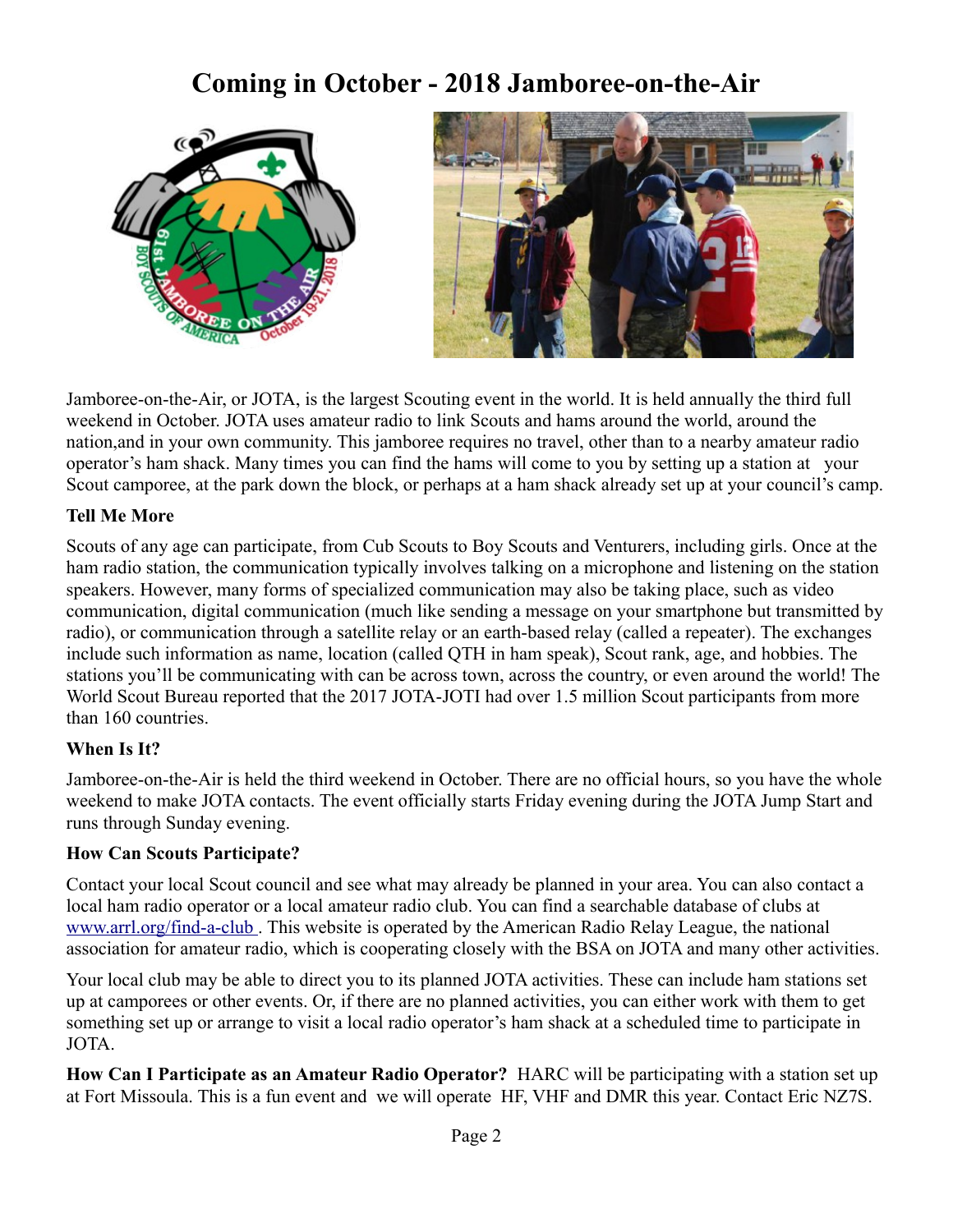# Coming in October - 2018 Jamboree-on-the-Air

Jamboree-on-the-Air, or JOTA, is the largest Scouting event in the world. It is held annually the third full weekend in October. JOTA uses amateur radio to link Scouts and hams around the world, around the nation,and in your own community. This jamboree requires no travel, other than to a nearby amateur radio operator's ham shack. Many times you can find the hams will come to you by setting up a station at your Scout camporee, at the park down the block, or perhaps at a ham shack already set up at your council's camp.

**Tell Me More**

Scouts of any age can participate, from Cub Scouts to Boy Scouts and Venturers, including girls. Once at the ham radio station, the communication typically involves talking on a microphone and listening on the station speakers. However, many forms of specialized communication may also be taking place, such as video communication, digital communication (much like sending a message on your smartphone but transmitted by radio), or communication through a satellite relay or an earth-based relay (called a repeater). The exchanges include such information as name, location (called QTH in ham speak), Scout rank, age, and hobbies. The stations you'll be communicating with can be across town, across the country, or even around the world! The World Scout Bureau reported that the 2017 JOTA-JOTI had over 1.5 million Scout participants from more than 160 countries.

**When Is It?**

Jamboree-on-the-Air is held the third weekend in October. There are no official hours, so you have the whole weekend to make JOTA contacts. The event officially starts Friday evening during the JOTA Jump Start and runs through Sunday evening.

**How Can Scouts Participate?**

Contact your local Scout council and see what may already be planned in your area. You can also contact a local ham radio operator or a local amateur radio club. You can find a searchable database of clubs at [www.arrl.org/find-a-club](http://www.arrl.org/find-a-club) . This website is operated by the American Radio Relay League, the national association for amateur radio, which is cooperating closely with the BSA on JOTA and many other activities.

Your local club may be able to direct you to its planned JOTA activities. These can include ham stations set up at camporees or other events. Or, if there are no planned activities, you can either work with them to get something set up or arrange to visit a local radio operator's ham shack at a scheduled time to participate in JOTA.

**How Can I Participate as an Amateur Radio Operator?** HARC will be participating with a station set up at Fort Missoula. This is a fun event and we will operate HF, VHF and DMR this year. Contact Eric NZ7S.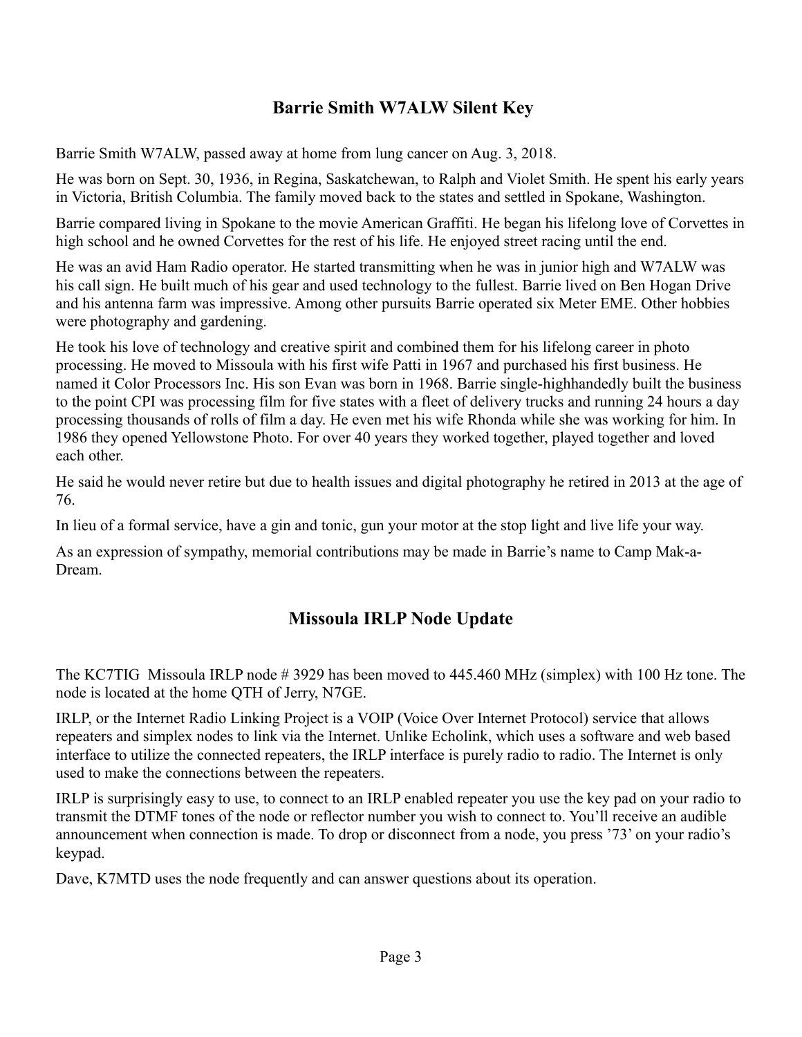## Barrie Smith W7ALW Silent Key

Barrie Smith W7ALW, passed away at home from lung cancer on Aug. 3, 2018.

He was born on Sept. 30, 1936, in Regina, Saskatchewan, to Ralph and Violet Smith. He spent his early years in Victoria, British Columbia. The family moved back to the states and settled in Spokane, Washington.

Barrie compared living in Spokane to the movie American Graffiti. He began his lifelong love of Corvettes in high school and he owned Corvettes for the rest of his life. He enjoyed street racing until the end.

He was an avid Ham Radio operator. He started transmitting when he was in junior high and W7ALW was his call sign. He built much of his gear and used technology to the fullest. Barrie lived on Ben Hogan Drive and his antenna farm was impressive. Among other pursuits Barrie operated six Meter EME. Other hobbies were photography and gardening.

He took his love of technology and creative spirit and combined them for his lifelong career in photo processing. He moved to Missoula with his first wife Patti in 1967 and purchased his first business. He named it Color Processors Inc. His son Evan was born in 1968. Barrie single-highhandedly built the business to the point CPI was processing film for five states with a fleet of delivery trucks and running 24 hours a day processing thousands of rolls of film a day. He even met his wife Rhonda while she was working for him. In 1986 they opened Yellowstone Photo. For over 40 years they worked together, played together and loved each other.

He said he would never retire but due to health issues and digital photography he retired in 2013 at the age of 76.

In lieu of a formal service, have a gin and tonic, gun your motor at the stop light and live life your way.

As an expression of sympathy, memorial contributions may be made in Barrie's name to Camp Mak-a-Dream.

## Missoula IRLP Node Update

The KC7TIG Missoula IRLP node # 3929 has been moved to 445.460 MHz (simplex) with 100 Hz tone. The node is located at the home QTH of Jerry, N7GE.

IRLP, or the Internet Radio Linking Project is a VOIP (Voice Over Internet Protocol) service that allows repeaters and simplex nodes to link via the Internet. Unlike Echolink, which uses a software and web based interface to utilize the connected repeaters, the IRLP interface is purely radio to radio. The Internet is only used to make the connections between the repeaters.

IRLP is surprisingly easy to use, to connect to an IRLP enabled repeater you use the key pad on your radio to transmit the DTMF tones of the node or reflector number you wish to connect to. You'll receive an audible announcement when connection is made. To drop or disconnect from a node, you press '73' on your radio's keypad.

Dave, K7MTD uses the node frequently and can answer questions about its operation.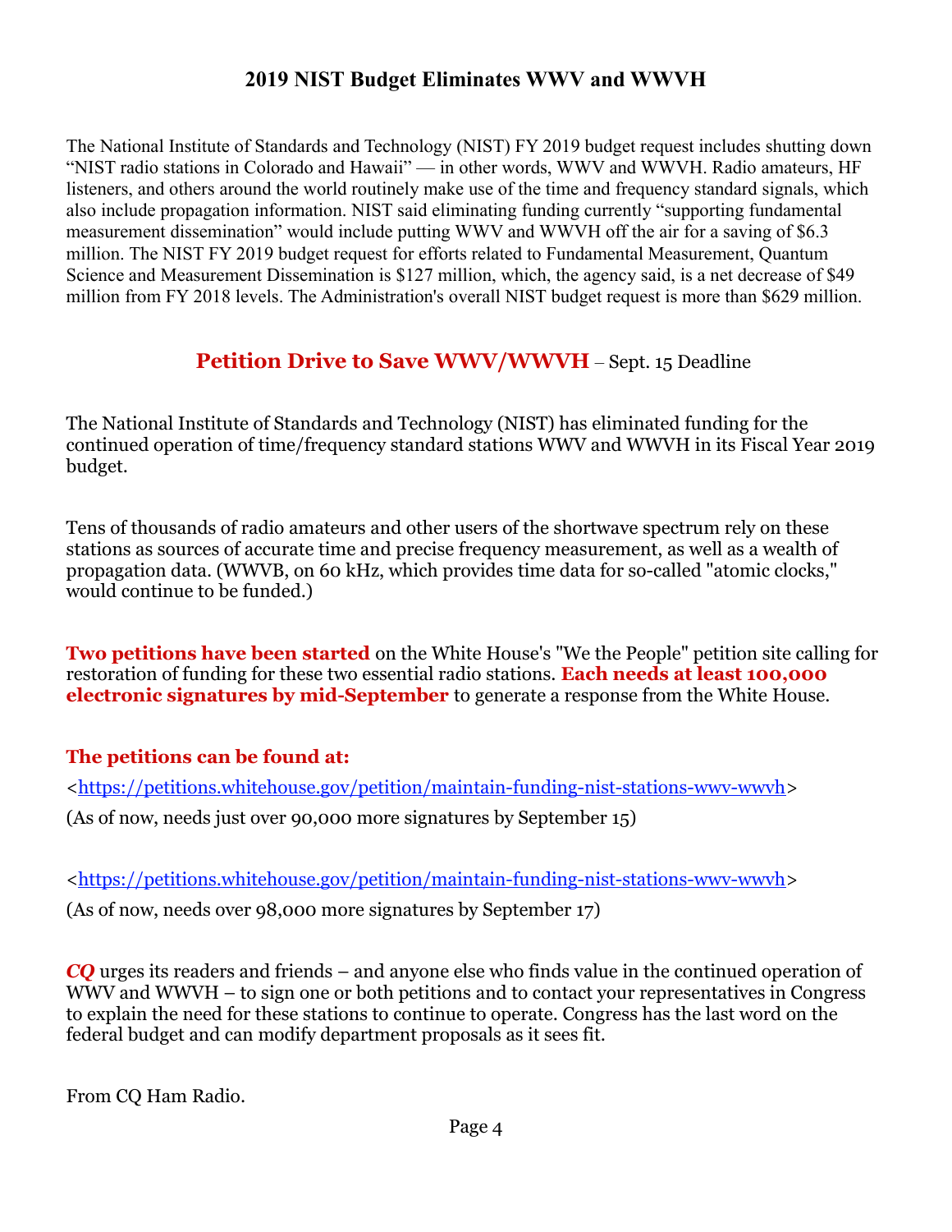## 2019 NIST Budget Eliminates WWV and WWVH

The National Institute of Standards and Technology (NIST) FY 2019 budget request includes shutting down "NIST radio stations in Colorado and Hawaii" — in other words, WWV and WWVH. Radio amateurs, HF listeners, and others around the world routinely make use of the time and frequency standard signals, which also include propagation information. NIST said eliminating funding currently "supporting fundamental measurement dissemination" would include putting WWV and WWVH off the air for a saving of $6.3 million. The NIST FY 2019 budget request for efforts related to Fundamental Measurement, Quantum Science and Measurement Dissemination is $127 million, which, the agency said, is a net decrease of $49 million from FY 2018 levels. The Administration's overall NIST budget request is more than $629 million.

### **Petition Drive to Save WWV/WWVH** – Sept. 15 Deadline

The National Institute of Standards and Technology (NIST) has eliminated funding for the continued operation of time/frequency standard stations WWV and WWVH in its Fiscal Year 2019 budget.

Tens of thousands of radio amateurs and other users of the shortwave spectrum rely on these stations as sources of accurate time and precise frequency measurement, as well as a wealth of propagation data. (WWVB, on 60 kHz, which provides time data for so-called "atomic clocks," would continue to be funded.)

**Two petitions have been started** on the White House's "We the People" petition site calling for restoration of funding for these two essential radio stations. **Each needs at least 100,000 electronic signatures by mid-September** to generate a response from the White House.

**The petitions can be found at:**

<https://petitions.whitehouse.gov/petition/maintain-funding-nist-stations-wwv-wwvh>

(As of now, needs just over 90,000 more signatures by September 15)

<https://petitions.whitehouse.gov/petition/maintain-funding-nist-stations-wwv-wwvh>

(As of now, needs over 98,000 more signatures by September 17)

***CQ*** urges its readers and friends – and anyone else who finds value in the continued operation of WWV and WWVH – to sign one or both petitions and to contact your representatives in Congress to explain the need for these stations to continue to operate. Congress has the last word on the federal budget and can modify department proposals as it sees fit.

From CQ Ham Radio.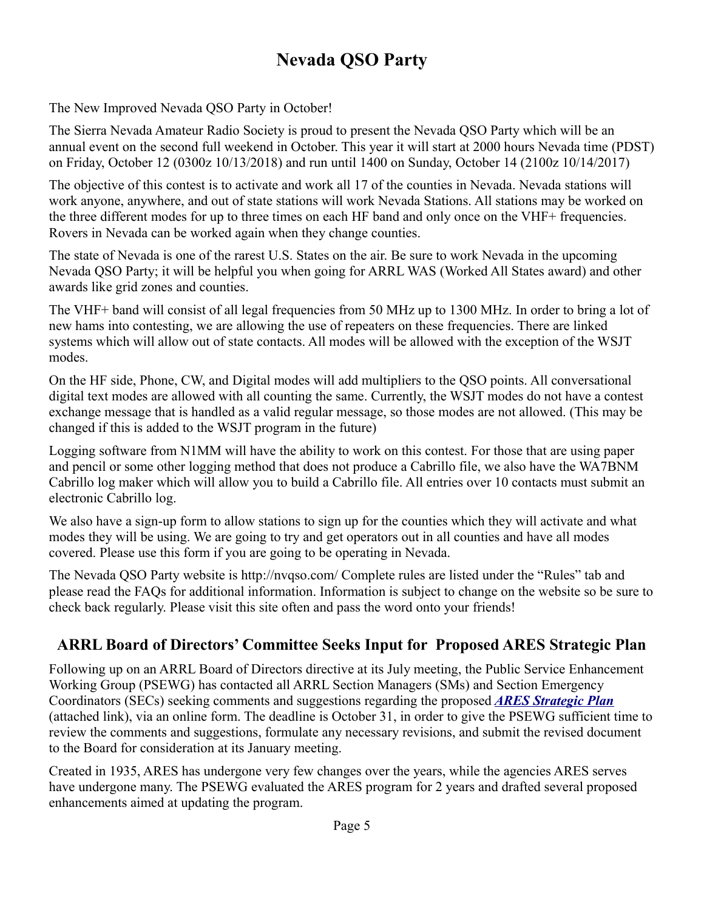# Nevada QSO Party

The New Improved Nevada QSO Party in October!

The Sierra Nevada Amateur Radio Society is proud to present the Nevada QSO Party which will be an annual event on the second full weekend in October. This year it will start at 2000 hours Nevada time (PDST) on Friday, October 12 (0300z 10/13/2018) and run until 1400 on Sunday, October 14 (2100z 10/14/2017)

The objective of this contest is to activate and work all 17 of the counties in Nevada. Nevada stations will work anyone, anywhere, and out of state stations will work Nevada Stations. All stations may be worked on the three different modes for up to three times on each HF band and only once on the VHF+ frequencies. Rovers in Nevada can be worked again when they change counties.

The state of Nevada is one of the rarest U.S. States on the air. Be sure to work Nevada in the upcoming Nevada QSO Party; it will be helpful you when going for ARRL WAS (Worked All States award) and other awards like grid zones and counties.

The VHF+ band will consist of all legal frequencies from 50 MHz up to 1300 MHz. In order to bring a lot of new hams into contesting, we are allowing the use of repeaters on these frequencies. There are linked systems which will allow out of state contacts. All modes will be allowed with the exception of the WSJT modes.

On the HF side, Phone, CW, and Digital modes will add multipliers to the QSO points. All conversational digital text modes are allowed with all counting the same. Currently, the WSJT modes do not have a contest exchange message that is handled as a valid regular message, so those modes are not allowed. (This may be changed if this is added to the WSJT program in the future)

Logging software from N1MM will have the ability to work on this contest. For those that are using paper and pencil or some other logging method that does not produce a Cabrillo file, we also have the WA7BNM Cabrillo log maker which will allow you to build a Cabrillo file. All entries over 10 contacts must submit an electronic Cabrillo log.

We also have a sign-up form to allow stations to sign up for the counties which they will activate and what modes they will be using. We are going to try and get operators out in all counties and have all modes covered. Please use this form if you are going to be operating in Nevada.

The Nevada QSO Party website is http://nvqso.com/ Complete rules are listed under the "Rules" tab and please read the FAQs for additional information. Information is subject to change on the website so be sure to check back regularly. Please visit this site often and pass the word onto your friends!

## ARRL Board of Directors' Committee Seeks Input for Proposed ARES Strategic Plan

Following up on an ARRL Board of Directors directive at its July meeting, the Public Service Enhancement Working Group (PSEWG) has contacted all ARRL Section Managers (SMs) and Section Emergency Coordinators (SECs) seeking comments and suggestions regarding the proposed ***ARES Strategic Plan*** (attached link), via an online form. The deadline is October 31, in order to give the PSEWG sufficient time to review the comments and suggestions, formulate any necessary revisions, and submit the revised document to the Board for consideration at its January meeting.

Created in 1935, ARES has undergone very few changes over the years, while the agencies ARES serves have undergone many. The PSEWG evaluated the ARES program for 2 years and drafted several proposed enhancements aimed at updating the program.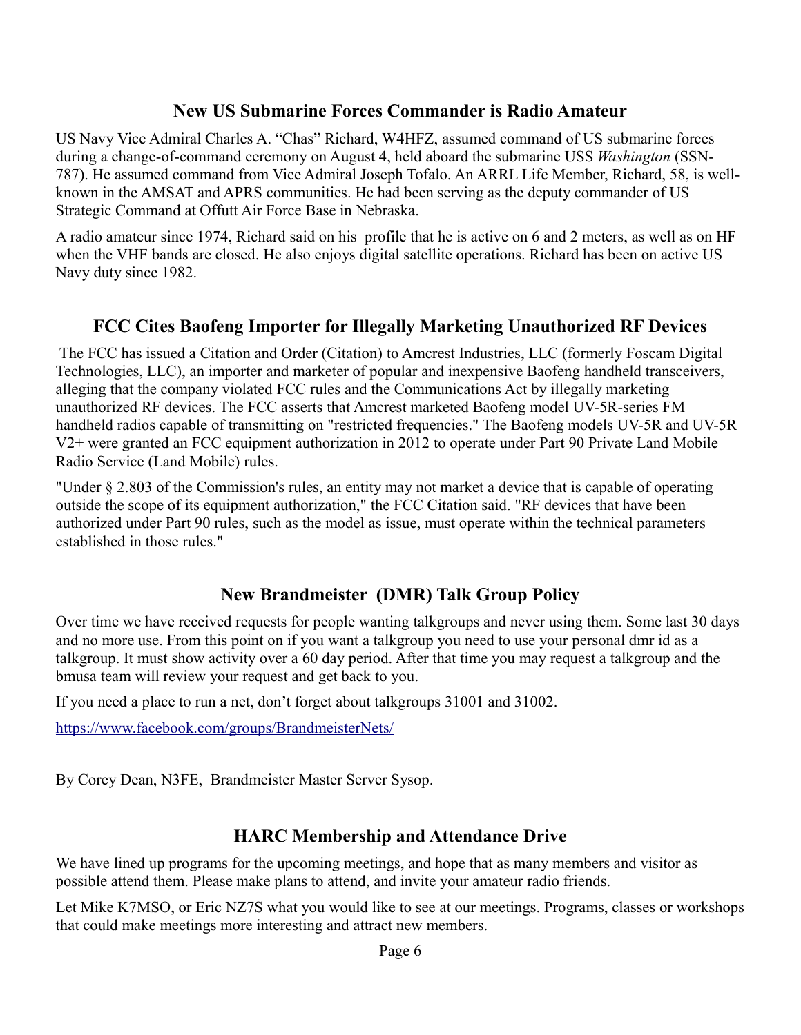## New US Submarine Forces Commander is Radio Amateur

US Navy Vice Admiral Charles A. "Chas" Richard, W4HFZ, assumed command of US submarine forces during a change-of-command ceremony on August 4, held aboard the submarine USS *Washington* (SSN-787). He assumed command from Vice Admiral Joseph Tofalo. An ARRL Life Member, Richard, 58, is well-known in the AMSAT and APRS communities. He had been serving as the deputy commander of US Strategic Command at Offutt Air Force Base in Nebraska.

A radio amateur since 1974, Richard said on his profile that he is active on 6 and 2 meters, as well as on HF when the VHF bands are closed. He also enjoys digital satellite operations. Richard has been on active US Navy duty since 1982.

## FCC Cites Baofeng Importer for Illegally Marketing Unauthorized RF Devices

The FCC has issued a Citation and Order (Citation) to Amcrest Industries, LLC (formerly Foscam Digital Technologies, LLC), an importer and marketer of popular and inexpensive Baofeng handheld transceivers, alleging that the company violated FCC rules and the Communications Act by illegally marketing unauthorized RF devices. The FCC asserts that Amcrest marketed Baofeng model UV-5R-series FM handheld radios capable of transmitting on "restricted frequencies." The Baofeng models UV-5R and UV-5R V2+ were granted an FCC equipment authorization in 2012 to operate under Part 90 Private Land Mobile Radio Service (Land Mobile) rules.

"Under § 2.803 of the Commission's rules, an entity may not market a device that is capable of operating outside the scope of its equipment authorization," the FCC Citation said. "RF devices that have been authorized under Part 90 rules, such as the model as issue, must operate within the technical parameters established in those rules."

## New Brandmeister (DMR) Talk Group Policy

Over time we have received requests for people wanting talkgroups and never using them. Some last 30 days and no more use. From this point on if you want a talkgroup you need to use your personal dmr id as a talkgroup. It must show activity over a 60 day period. After that time you may request a talkgroup and the bmusa team will review your request and get back to you.

If you need a place to run a net, don't forget about talkgroups 31001 and 31002.

https://www.facebook.com/groups/BrandmeisterNets/

By Corey Dean, N3FE, Brandmeister Master Server Sysop.

## HARC Membership and Attendance Drive

We have lined up programs for the upcoming meetings, and hope that as many members and visitor as possible attend them. Please make plans to attend, and invite your amateur radio friends.

Let Mike K7MSO, or Eric NZ7S what you would like to see at our meetings. Programs, classes or workshops that could make meetings more interesting and attract new members.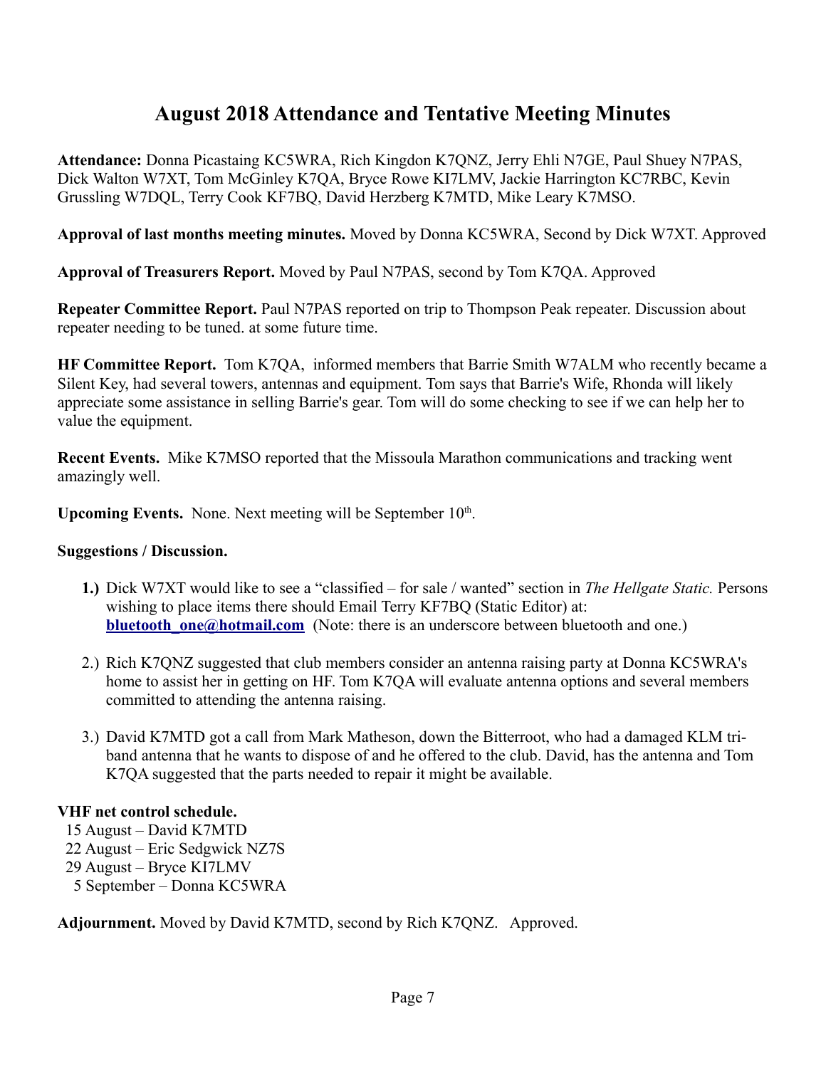# August 2018 Attendance and Tentative Meeting Minutes

**Attendance:** Donna Picastaing KC5WRA, Rich Kingdon K7QNZ, Jerry Ehli N7GE, Paul Shuey N7PAS, Dick Walton W7XT, Tom McGinley K7QA, Bryce Rowe KI7LMV, Jackie Harrington KC7RBC, Kevin Grussling W7DQL, Terry Cook KF7BQ, David Herzberg K7MTD, Mike Leary K7MSO.

**Approval of last months meeting minutes.** Moved by Donna KC5WRA, Second by Dick W7XT. Approved

**Approval of Treasurers Report.** Moved by Paul N7PAS, second by Tom K7QA. Approved

**Repeater Committee Report.** Paul N7PAS reported on trip to Thompson Peak repeater. Discussion about repeater needing to be tuned. at some future time.

**HF Committee Report.** Tom K7QA, informed members that Barrie Smith W7ALM who recently became a Silent Key, had several towers, antennas and equipment. Tom says that Barrie's Wife, Rhonda will likely appreciate some assistance in selling Barrie's gear. Tom will do some checking to see if we can help her to value the equipment.

**Recent Events.** Mike K7MSO reported that the Missoula Marathon communications and tracking went amazingly well.

**Upcoming Events.** None. Next meeting will be September 10th.

**Suggestions / Discussion.**

1.) Dick W7XT would like to see a "classified – for sale / wanted" section in *The Hellgate Static.* Persons wishing to place items there should Email Terry KF7BQ (Static Editor) at: **bluetooth_one@hotmail.com** (Note: there is an underscore between bluetooth and one.)

2.) Rich K7QNZ suggested that club members consider an antenna raising party at Donna KC5WRA's home to assist her in getting on HF. Tom K7QA will evaluate antenna options and several members committed to attending the antenna raising.

3.) David K7MTD got a call from Mark Matheson, down the Bitterroot, who had a damaged KLM tri-band antenna that he wants to dispose of and he offered to the club. David, has the antenna and Tom K7QA suggested that the parts needed to repair it might be available.

**VHF net control schedule.**

15 August – David K7MTD
22 August – Eric Sedgwick NZ7S
29 August – Bryce KI7LMV
5 September – Donna KC5WRA

**Adjournment.** Moved by David K7MTD, second by Rich K7QNZ. Approved.